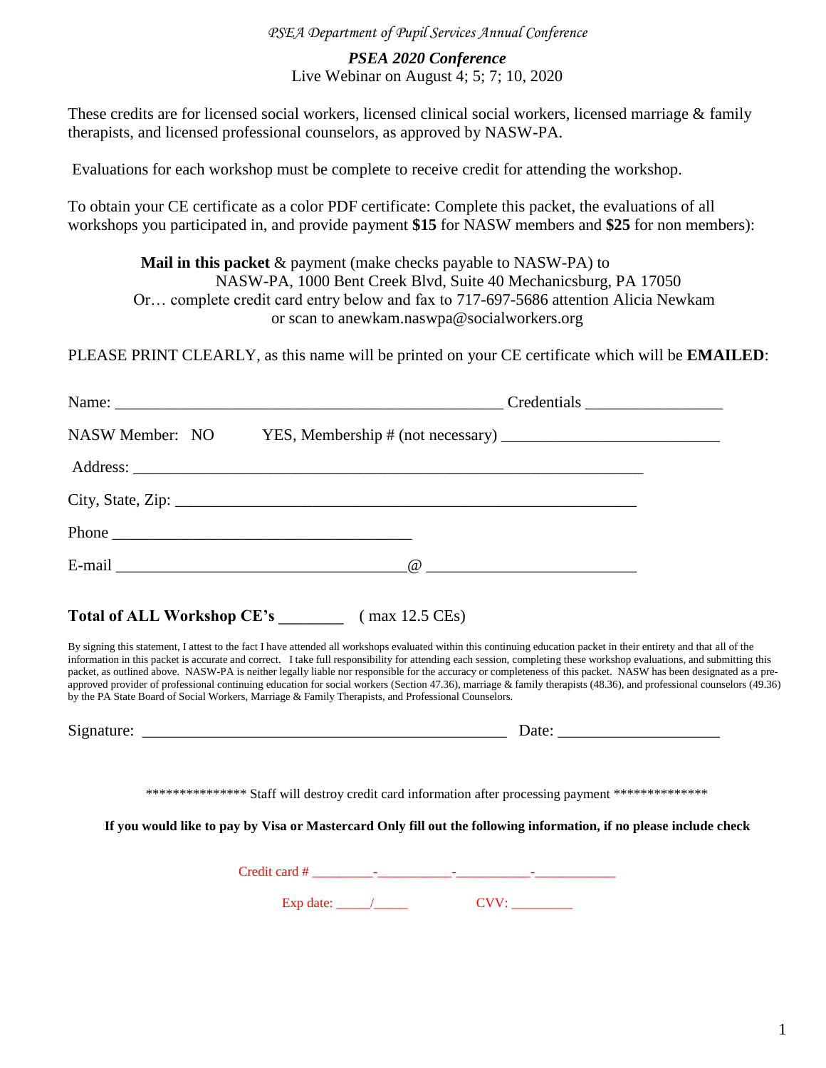*PSEA Department of Pupil Services Annual Conference*

## *PSEA 2020 Conference*

Live Webinar on August 4; 5; 7; 10, 2020

These credits are for licensed social workers, licensed clinical social workers, licensed marriage & family therapists, and licensed professional counselors, as approved by NASW-PA.

Evaluations for each workshop must be complete to receive credit for attending the workshop.

To obtain your CE certificate as a color PDF certificate: Complete this packet, the evaluations of all workshops you participated in, and provide payment **$15** for NASW members and **$25** for non members):

**Mail in this packet** & payment (make checks payable to NASW-PA) to
NASW-PA, 1000 Bent Creek Blvd, Suite 40 Mechanicsburg, PA 17050
Or… complete credit card entry below and fax to 717-697-5686 attention Alicia Newkam
or scan to anewkam.naswpa@socialworkers.org

PLEASE PRINT CLEARLY, as this name will be printed on your CE certificate which will be **EMAILED**:

Name: _______________________________________________ Credentials _________________

NASW Member: NO YES, Membership # (not necessary) ___________________________

Address: ______________________________________________________________

City, State, Zip: _____________________________________________________

Phone _____________________________________

E-mail ____________________________________@ __________________________

**Total of ALL Workshop CE's ________** ( max 12.5 CEs)

By signing this statement, I attest to the fact I have attended all workshops evaluated within this continuing education packet in their entirety and that all of the information in this packet is accurate and correct. I take full responsibility for attending each session, completing these workshop evaluations, and submitting this packet, as outlined above. NASW-PA is neither legally liable nor responsible for the accuracy or completeness of this packet. NASW has been designated as a pre-approved provider of professional continuing education for social workers (Section 47.36), marriage & family therapists (48.36), and professional counselors (49.36) by the PA State Board of Social Workers, Marriage & Family Therapists, and Professional Counselors.

Signature: ______________________________________________ Date: ____________________

*************** Staff will destroy credit card information after processing payment **************

**If you would like to pay by Visa or Mastercard Only fill out the following information, if no please include check**

Credit card # _________-___________-___________-____________

Exp date: _____/_____ CVV: _________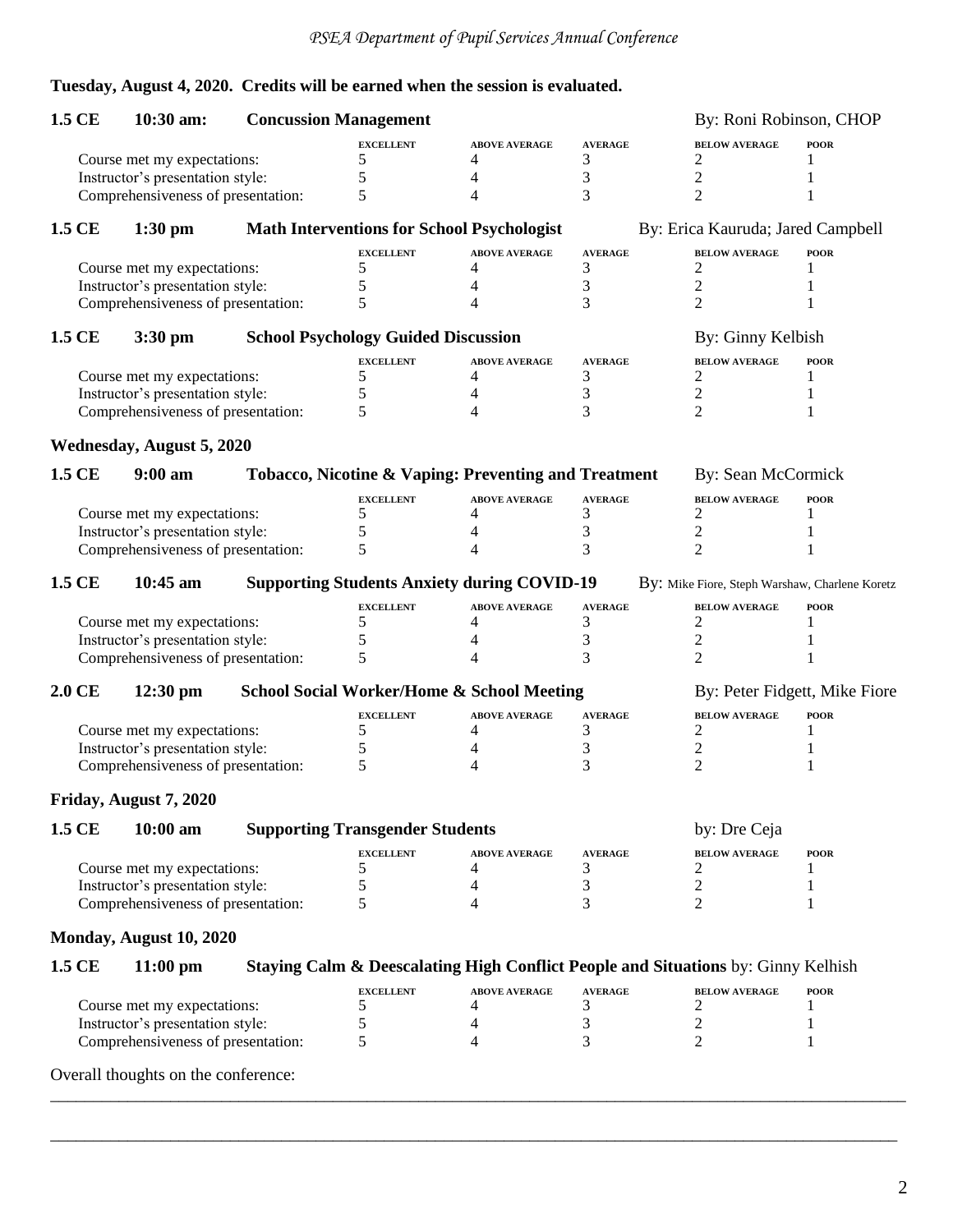**Tuesday, August 4, 2020. Credits will be earned when the session is evaluated.**

**1.5 CE** **10:30 am:** **Concussion Management** By: Roni Robinson, CHOP

| | EXCELLENT | ABOVE AVERAGE | AVERAGE | BELOW AVERAGE | POOR |
|---|---|---|---|---|---|
| Course met my expectations: | 5 | 4 | 3 | 2 | 1 |
| Instructor's presentation style: | 5 | 4 | 3 | 2 | 1 |
| Comprehensiveness of presentation: | 5 | 4 | 3 | 2 | 1 |

**1.5 CE** **1:30 pm** **Math Interventions for School Psychologist** By: Erica Kauruda; Jared Campbell

| | EXCELLENT | ABOVE AVERAGE | AVERAGE | BELOW AVERAGE | POOR |
|---|---|---|---|---|---|
| Course met my expectations: | 5 | 4 | 3 | 2 | 1 |
| Instructor's presentation style: | 5 | 4 | 3 | 2 | 1 |
| Comprehensiveness of presentation: | 5 | 4 | 3 | 2 | 1 |

**1.5 CE** **3:30 pm** **School Psychology Guided Discussion** By: Ginny Kelbish

| | EXCELLENT | ABOVE AVERAGE | AVERAGE | BELOW AVERAGE | POOR |
|---|---|---|---|---|---|
| Course met my expectations: | 5 | 4 | 3 | 2 | 1 |
| Instructor's presentation style: | 5 | 4 | 3 | 2 | 1 |
| Comprehensiveness of presentation: | 5 | 4 | 3 | 2 | 1 |

**Wednesday, August 5, 2020**

**1.5 CE** **9:00 am** **Tobacco, Nicotine & Vaping: Preventing and Treatment** By: Sean McCormick

| | EXCELLENT | ABOVE AVERAGE | AVERAGE | BELOW AVERAGE | POOR |
|---|---|---|---|---|---|
| Course met my expectations: | 5 | 4 | 3 | 2 | 1 |
| Instructor's presentation style: | 5 | 4 | 3 | 2 | 1 |
| Comprehensiveness of presentation: | 5 | 4 | 3 | 2 | 1 |

**1.5 CE** **10:45 am** **Supporting Students Anxiety during COVID-19** By: Mike Fiore, Steph Warshaw, Charlene Koretz

| | EXCELLENT | ABOVE AVERAGE | AVERAGE | BELOW AVERAGE | POOR |
|---|---|---|---|---|---|
| Course met my expectations: | 5 | 4 | 3 | 2 | 1 |
| Instructor's presentation style: | 5 | 4 | 3 | 2 | 1 |
| Comprehensiveness of presentation: | 5 | 4 | 3 | 2 | 1 |

**2.0 CE** **12:30 pm** **School Social Worker/Home & School Meeting** By: Peter Fidgett, Mike Fiore

| | EXCELLENT | ABOVE AVERAGE | AVERAGE | BELOW AVERAGE | POOR |
|---|---|---|---|---|---|
| Course met my expectations: | 5 | 4 | 3 | 2 | 1 |
| Instructor's presentation style: | 5 | 4 | 3 | 2 | 1 |
| Comprehensiveness of presentation: | 5 | 4 | 3 | 2 | 1 |

**Friday, August 7, 2020**

**1.5 CE** **10:00 am** **Supporting Transgender Students** by: Dre Ceja

| | EXCELLENT | ABOVE AVERAGE | AVERAGE | BELOW AVERAGE | POOR |
|---|---|---|---|---|---|
| Course met my expectations: | 5 | 4 | 3 | 2 | 1 |
| Instructor's presentation style: | 5 | 4 | 3 | 2 | 1 |
| Comprehensiveness of presentation: | 5 | 4 | 3 | 2 | 1 |

**Monday, August 10, 2020**

**1.5 CE** **11:00 pm** **Staying Calm & Deescalating High Conflict People and Situations** by: Ginny Kelhish

| | EXCELLENT | ABOVE AVERAGE | AVERAGE | BELOW AVERAGE | POOR |
|---|---|---|---|---|---|
| Course met my expectations: | 5 | 4 | 3 | 2 | 1 |
| Instructor's presentation style: | 5 | 4 | 3 | 2 | 1 |
| Comprehensiveness of presentation: | 5 | 4 | 3 | 2 | 1 |

Overall thoughts on the conference:

___________________________________________________________________________________________

___________________________________________________________________________________________